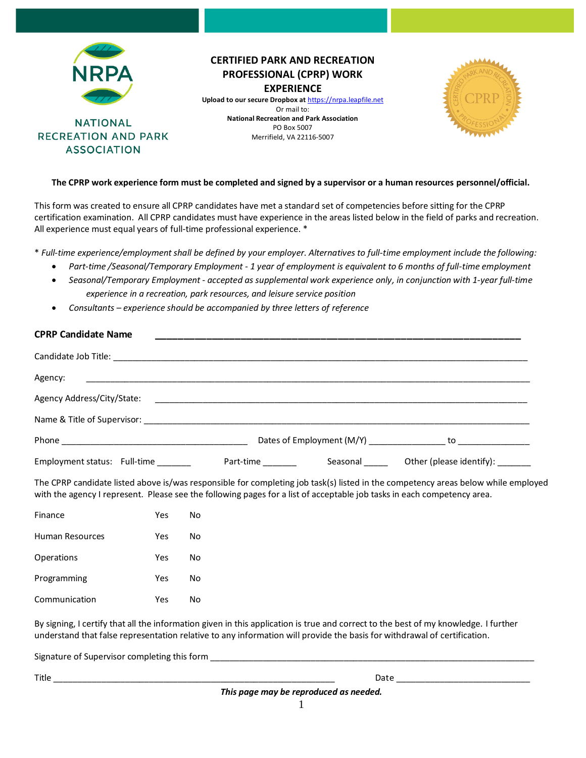NATIONAL RECREATION AND PARK ASSOCIATION

# CERTIFIED PARK AND RECREATION PROFESSIONAL (CPRP) WORK EXPERIENCE

**Upload to our secure Dropbox at** https://nrpa.leapfile.net
Or mail to:
**National Recreation and Park Association**
PO Box 5007
Merrifield, VA 22116-5007

**The CPRP work experience form must be completed and signed by a supervisor or a human resources personnel/official.**

This form was created to ensure all CPRP candidates have met a standard set of competencies before sitting for the CPRP certification examination. All CPRP candidates must have experience in the areas listed below in the field of parks and recreation. All experience must equal years of full-time professional experience. *

*\* Full-time experience/employment shall be defined by your employer. Alternatives to full-time employment include the following:*

- *Part-time /Seasonal/Temporary Employment - 1 year of employment is equivalent to 6 months of full-time employment*
- *Seasonal/Temporary Employment - accepted as supplemental work experience only, in conjunction with 1-year full-time experience in a recreation, park resources, and leisure service position*
- *Consultants – experience should be accompanied by three letters of reference*

**CPRP Candidate Name** ______________________________________________

Candidate Job Title: ______________________________________________

Agency: ______________________________________________

Agency Address/City/State: ______________________________________________

Name & Title of Supervisor: ______________________________________________

Phone ______________________ Dates of Employment (M/Y) ____________ to ____________

Employment status: Full-time _______ Part-time _______ Seasonal _____ Other (please identify): _______

The CPRP candidate listed above is/was responsible for completing job task(s) listed in the competency areas below while employed with the agency I represent. Please see the following pages for a list of acceptable job tasks in each competency area.

| | | |
|---|---|---|
| Finance | Yes | No |
| Human Resources | Yes | No |
| Operations | Yes | No |
| Programming | Yes | No |
| Communication | Yes | No |

By signing, I certify that all the information given in this application is true and correct to the best of my knowledge. I further understand that false representation relative to any information will provide the basis for withdrawal of certification.

Signature of Supervisor completing this form ______________________________________________

Title ______________________________________ Date ______________________

***This page may be reproduced as needed.***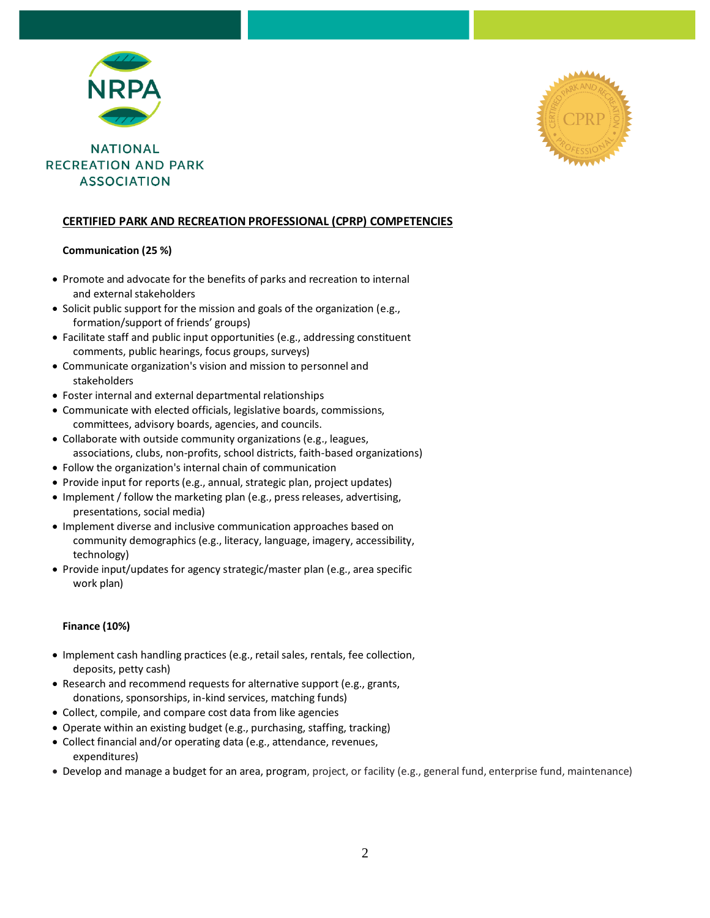NATIONAL RECREATION AND PARK ASSOCIATION

## CERTIFIED PARK AND RECREATION PROFESSIONAL (CPRP) COMPETENCIES

**Communication (25 %)**

- Promote and advocate for the benefits of parks and recreation to internal and external stakeholders
- Solicit public support for the mission and goals of the organization (e.g., formation/support of friends' groups)
- Facilitate staff and public input opportunities (e.g., addressing constituent comments, public hearings, focus groups, surveys)
- Communicate organization's vision and mission to personnel and stakeholders
- Foster internal and external departmental relationships
- Communicate with elected officials, legislative boards, commissions, committees, advisory boards, agencies, and councils.
- Collaborate with outside community organizations (e.g., leagues, associations, clubs, non-profits, school districts, faith-based organizations)
- Follow the organization's internal chain of communication
- Provide input for reports (e.g., annual, strategic plan, project updates)
- Implement / follow the marketing plan (e.g., press releases, advertising, presentations, social media)
- Implement diverse and inclusive communication approaches based on community demographics (e.g., literacy, language, imagery, accessibility, technology)
- Provide input/updates for agency strategic/master plan (e.g., area specific work plan)

**Finance (10%)**

- Implement cash handling practices (e.g., retail sales, rentals, fee collection, deposits, petty cash)
- Research and recommend requests for alternative support (e.g., grants, donations, sponsorships, in-kind services, matching funds)
- Collect, compile, and compare cost data from like agencies
- Operate within an existing budget (e.g., purchasing, staffing, tracking)
- Collect financial and/or operating data (e.g., attendance, revenues, expenditures)
- Develop and manage a budget for an area, program, project, or facility (e.g., general fund, enterprise fund, maintenance)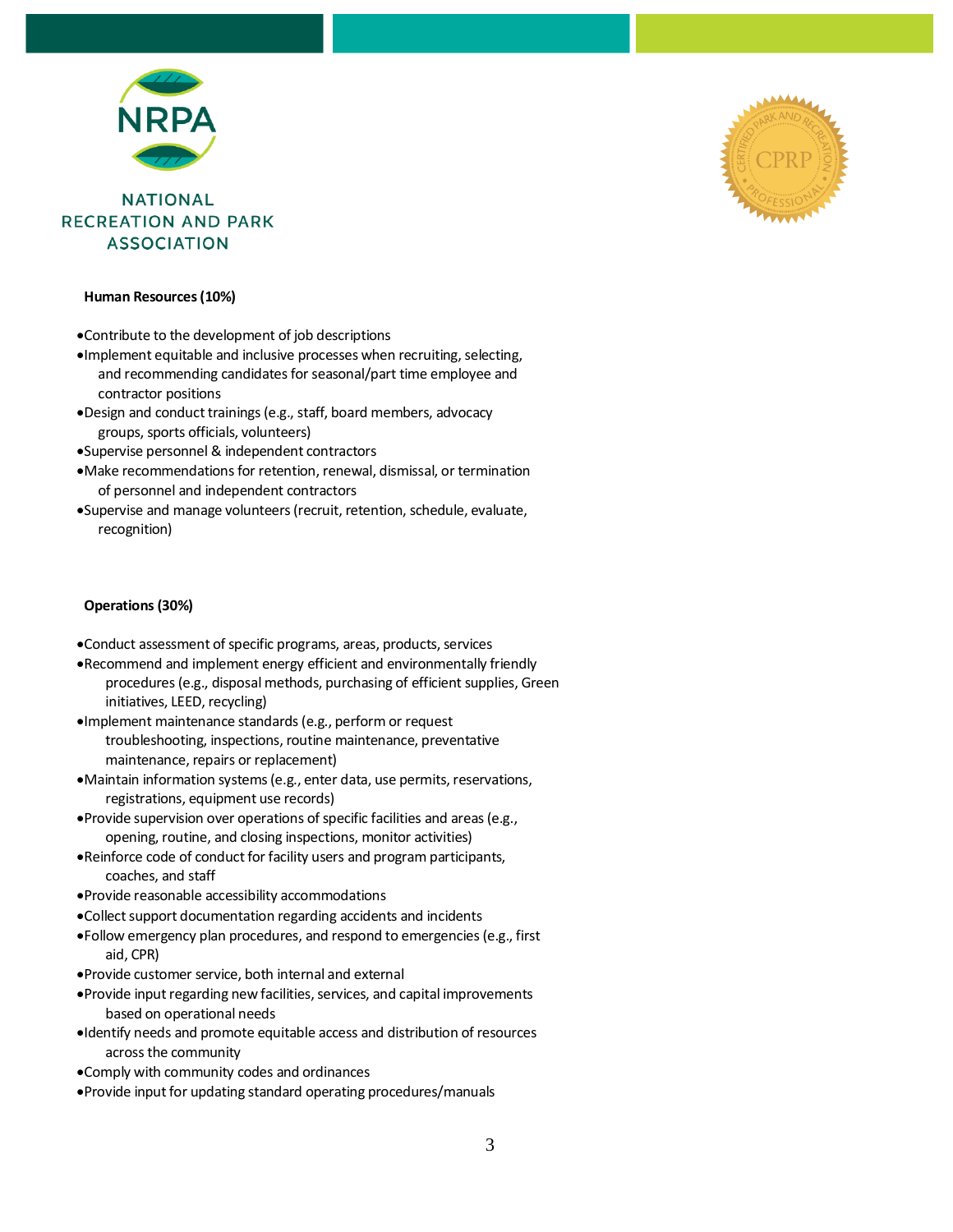### Human Resources (10%)

- Contribute to the development of job descriptions
- Implement equitable and inclusive processes when recruiting, selecting, and recommending candidates for seasonal/part time employee and contractor positions
- Design and conduct trainings (e.g., staff, board members, advocacy groups, sports officials, volunteers)
- Supervise personnel & independent contractors
- Make recommendations for retention, renewal, dismissal, or termination of personnel and independent contractors
- Supervise and manage volunteers (recruit, retention, schedule, evaluate, recognition)

### Operations (30%)

- Conduct assessment of specific programs, areas, products, services
- Recommend and implement energy efficient and environmentally friendly procedures (e.g., disposal methods, purchasing of efficient supplies, Green initiatives, LEED, recycling)
- Implement maintenance standards (e.g., perform or request troubleshooting, inspections, routine maintenance, preventative maintenance, repairs or replacement)
- Maintain information systems (e.g., enter data, use permits, reservations, registrations, equipment use records)
- Provide supervision over operations of specific facilities and areas (e.g., opening, routine, and closing inspections, monitor activities)
- Reinforce code of conduct for facility users and program participants, coaches, and staff
- Provide reasonable accessibility accommodations
- Collect support documentation regarding accidents and incidents
- Follow emergency plan procedures, and respond to emergencies (e.g., first aid, CPR)
- Provide customer service, both internal and external
- Provide input regarding new facilities, services, and capital improvements based on operational needs
- Identify needs and promote equitable access and distribution of resources across the community
- Comply with community codes and ordinances
- Provide input for updating standard operating procedures/manuals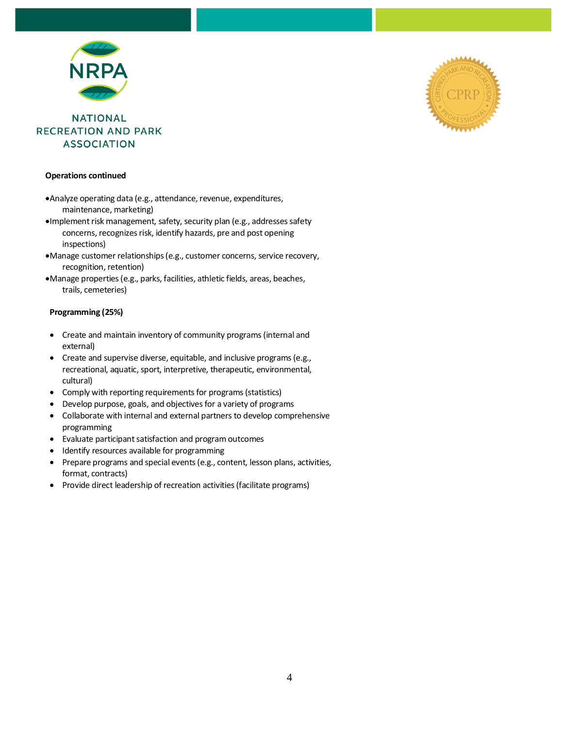**Operations continued**

- Analyze operating data (e.g., attendance, revenue, expenditures, maintenance, marketing)
- Implement risk management, safety, security plan (e.g., addresses safety concerns, recognizes risk, identify hazards, pre and post opening inspections)
- Manage customer relationships (e.g., customer concerns, service recovery, recognition, retention)
- Manage properties (e.g., parks, facilities, athletic fields, areas, beaches, trails, cemeteries)

**Programming (25%)**

- Create and maintain inventory of community programs (internal and external)
- Create and supervise diverse, equitable, and inclusive programs (e.g., recreational, aquatic, sport, interpretive, therapeutic, environmental, cultural)
- Comply with reporting requirements for programs (statistics)
- Develop purpose, goals, and objectives for a variety of programs
- Collaborate with internal and external partners to develop comprehensive programming
- Evaluate participant satisfaction and program outcomes
- Identify resources available for programming
- Prepare programs and special events (e.g., content, lesson plans, activities, format, contracts)
- Provide direct leadership of recreation activities (facilitate programs)